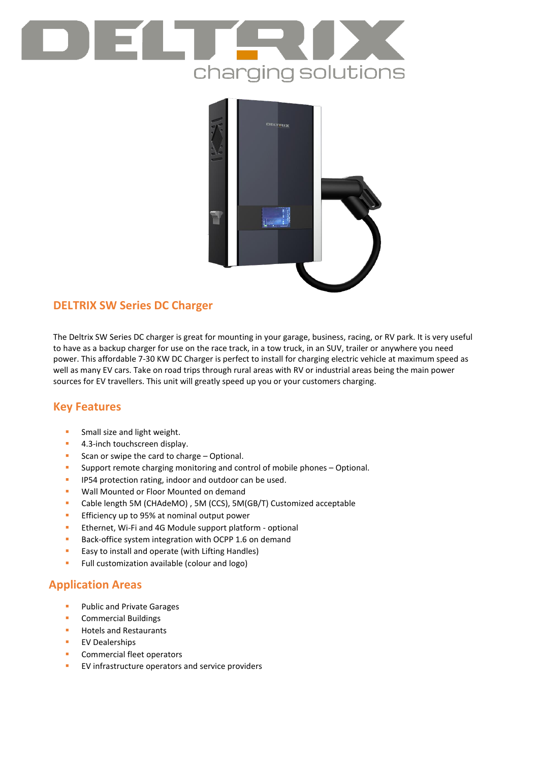# DELTRIX charging solutions

## DELTRIX SW Series DC Charger

The Deltrix SW Series DC charger is great for mounting in your garage, business, racing, or RV park. It is very useful to have as a backup charger for use on the race track, in a tow truck, in an SUV, trailer or anywhere you need power. This affordable 7-30 KW DC Charger is perfect to install for charging electric vehicle at maximum speed as well as many EV cars. Take on road trips through rural areas with RV or industrial areas being the main power sources for EV travellers. This unit will greatly speed up you or your customers charging.

## Key Features

- Small size and light weight.
- 4.3-inch touchscreen display.
- Scan or swipe the card to charge – Optional.
- Support remote charging monitoring and control of mobile phones – Optional.
- IP54 protection rating, indoor and outdoor can be used.
- Wall Mounted or Floor Mounted on demand
- Cable length 5M (CHAdeMO) , 5M (CCS), 5M(GB/T) Customized acceptable
- Efficiency up to 95% at nominal output power
- Ethernet, Wi-Fi and 4G Module support platform - optional
- Back-office system integration with OCPP 1.6 on demand
- Easy to install and operate (with Lifting Handles)
- Full customization available (colour and logo)

## Application Areas

- Public and Private Garages
- Commercial Buildings
- Hotels and Restaurants
- EV Dealerships
- Commercial fleet operators
- EV infrastructure operators and service providers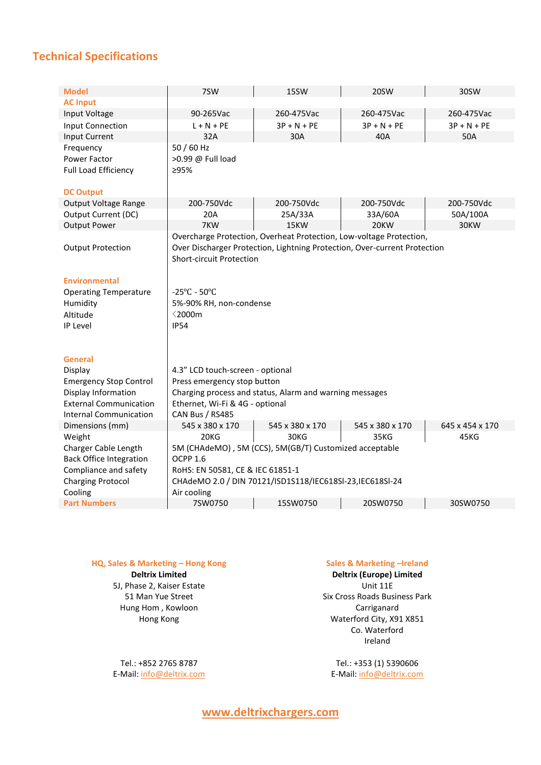## Technical Specifications

| Model | 7SW | 15SW | 20SW | 30SW |
|---|---|---|---|---|
| **AC Input** | | | | |
| Input Voltage | 90-265Vac | 260-475Vac | 260-475Vac | 260-475Vac |
| Input Connection | L + N + PE | 3P + N + PE | 3P + N + PE | 3P + N + PE |
| Input Current | 32A | 30A | 40A | 50A |
| Frequency | 50 / 60 Hz | | | |
| Power Factor | >0.99 @ Full load | | | |
| Full Load Efficiency | ≥95% | | | |
| **DC Output** | | | | |
| Output Voltage Range | 200-750Vdc | 200-750Vdc | 200-750Vdc | 200-750Vdc |
| Output Current (DC) | 20A | 25A/33A | 33A/60A | 50A/100A |
| Output Power | 7KW | 15KW | 20KW | 30KW |
| Output Protection | Overcharge Protection, Overheat Protection, Low-voltage Protection, Over Discharger Protection, Lightning Protection, Over-current Protection Short-circuit Protection | | | |
| **Environmental** | | | | |
| Operating Temperature | -25℃ - 50℃ | | | |
| Humidity | 5%-90% RH, non-condense | | | |
| Altitude | ＜2000m | | | |
| IP Level | IP54 | | | |
| **General** | | | | |
| Display | 4.3" LCD touch-screen - optional | | | |
| Emergency Stop Control | Press emergency stop button | | | |
| Display Information | Charging process and status, Alarm and warning messages | | | |
| External Communication | Ethernet, Wi-Fi & 4G - optional | | | |
| Internal Communication | CAN Bus / RS485 | | | |
| Dimensions (mm) | 545 x 380 x 170 | 545 x 380 x 170 | 545 x 380 x 170 | 645 x 454 x 170 |
| Weight | 20KG | 30KG | 35KG | 45KG |
| Charger Cable Length | 5M (CHAdeMO) , 5M (CCS), 5M(GB/T) Customized acceptable | | | |
| Back Office Integration | OCPP 1.6 | | | |
| Compliance and safety | RoHS: EN 50581, CE & IEC 61851-1 | | | |
| Charging Protocol | CHAdeMO 2.0 / DIN 70121/ISD1S118/IEC618Sl-23,IEC618Sl-24 | | | |
| Cooling | Air cooling | | | |
| **Part Numbers** | 7SW0750 | 15SW0750 | 20SW0750 | 30SW0750 |

**HQ, Sales & Marketing – Hong Kong**

**Deltrix Limited**
5J, Phase 2, Kaiser Estate
51 Man Yue Street
Hung Hom , Kowloon
Hong Kong

Tel.: +852 2765 8787
E-Mail: info@deltrix.com

**Sales & Marketing –Ireland**

**Deltrix (Europe) Limited**
Unit 11E
Six Cross Roads Business Park
Carriganard
Waterford City, X91 X851
Co. Waterford
Ireland

Tel.: +353 (1) 5390606
E-Mail: info@deltrix.com

**www.deltrixchargers.com**